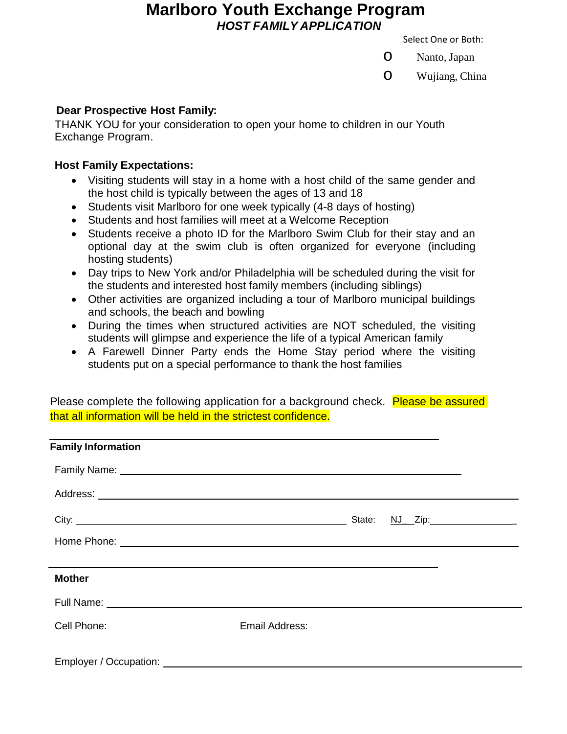# Marlboro Youth Exchange Program

## *HOST FAMILY APPLICATION*

Select One or Both:

- o Nanto, Japan
- o Wujiang, China

**Dear Prospective Host Family:**

THANK YOU for your consideration to open your home to children in our Youth Exchange Program.

**Host Family Expectations:**

- Visiting students will stay in a home with a host child of the same gender and the host child is typically between the ages of 13 and 18
- Students visit Marlboro for one week typically (4-8 days of hosting)
- Students and host families will meet at a Welcome Reception
- Students receive a photo ID for the Marlboro Swim Club for their stay and an optional day at the swim club is often organized for everyone (including hosting students)
- Day trips to New York and/or Philadelphia will be scheduled during the visit for the students and interested host family members (including siblings)
- Other activities are organized including a tour of Marlboro municipal buildings and schools, the beach and bowling
- During the times when structured activities are NOT scheduled, the visiting students will glimpse and experience the life of a typical American family
- A Farewell Dinner Party ends the Home Stay period where the visiting students put on a special performance to thank the host families

Please complete the following application for a background check. Please be assured that all information will be held in the strictest confidence.

---

**Family Information**

Family Name: ____________________

Address: ____________________

City: ____________________ State: NJ Zip: ____________________

Home Phone: ____________________

---

**Mother**

Full Name: ____________________

Cell Phone: ____________________ Email Address: ____________________

Employer / Occupation: ____________________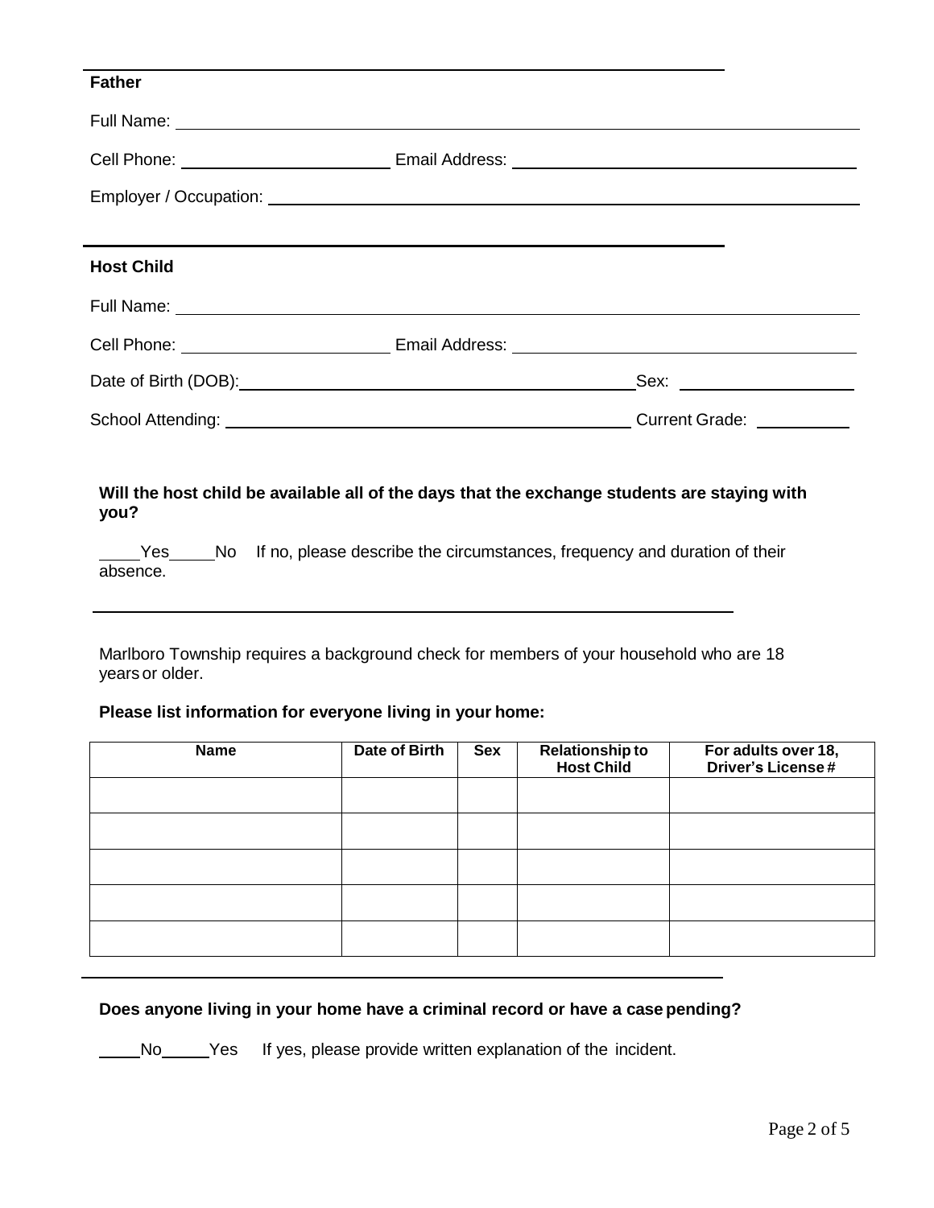---

**Father**

Full Name: ______________________________________________________________

Cell Phone: ______________________ Email Address: ______________________________

Employer / Occupation: ____________________________________________________

---

**Host Child**

Full Name: ______________________________________________________________

Cell Phone: ______________________ Email Address: ______________________________

Date of Birth (DOB): ____________________________________ Sex: ________________

School Attending: ________________________________________ Current Grade: ________

**Will the host child be available all of the days that the exchange students are staying with you?**

_____Yes_____No If no, please describe the circumstances, frequency and duration of their absence.

______________________________________________________________________

Marlboro Township requires a background check for members of your household who are 18 years or older.

**Please list information for everyone living in your home:**

| Name | Date of Birth | Sex | Relationship to Host Child | For adults over 18, Driver's License # |
|---|---|---|---|---|
| | | | | |
| | | | | |
| | | | | |
| | | | | |
| | | | | |

---

**Does anyone living in your home have a criminal record or have a case pending?**

_____No_____Yes If yes, please provide written explanation of the incident.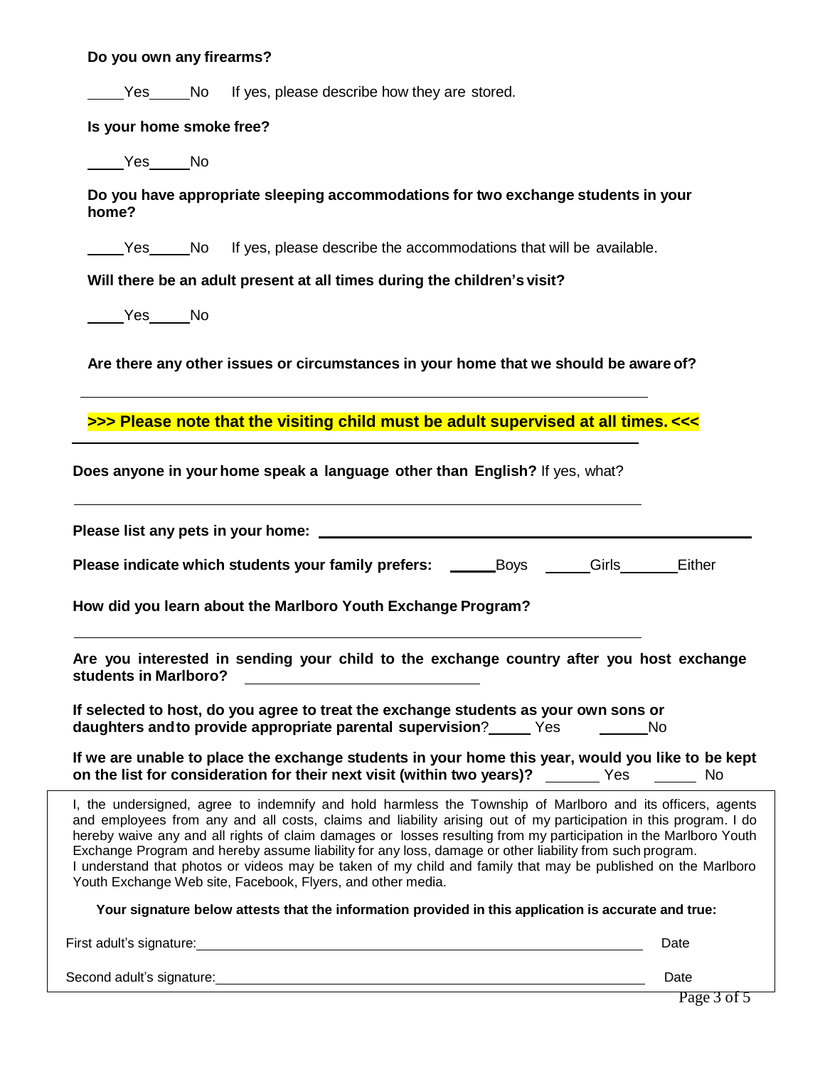**Do you own any firearms?**

_____Yes_____No     If yes, please describe how they are stored.

**Is your home smoke free?**

_____Yes_____No

**Do you have appropriate sleeping accommodations for two exchange students in your home?**

_____Yes_____No     If yes, please describe the accommodations that will be available.

**Will there be an adult present at all times during the children's visit?**

_____Yes_____No

**Are there any other issues or circumstances in your home that we should be aware of?**

______________________________________________________________________

**>>> Please note that the visiting child must be adult supervised at all times. <<<**

______________________________________________________________________

**Does anyone in your home speak a language other than English?** If yes, what?

______________________________________________________________________

**Please list any pets in your home:** ______________________________________________

**Please indicate which students your family prefers:** ______Boys ______Girls _______Either

**How did you learn about the Marlboro Youth Exchange Program?**

______________________________________________________________________

**Are you interested in sending your child to the exchange country after you host exchange students in Marlboro?** ___________________________

**If selected to host, do you agree to treat the exchange students as your own sons or daughters and to provide appropriate parental supervision**?_____ Yes      ______No

**If we are unable to place the exchange students in your home this year, would you like to be kept on the list for consideration for their next visit (within two years)?** _______ Yes      ______ No

I, the undersigned, agree to indemnify and hold harmless the Township of Marlboro and its officers, agents and employees from any and all costs, claims and liability arising out of my participation in this program. I do hereby waive any and all rights of claim damages or losses resulting from my participation in the Marlboro Youth Exchange Program and hereby assume liability for any loss, damage or other liability from such program.
I understand that photos or videos may be taken of my child and family that may be published on the Marlboro Youth Exchange Web site, Facebook, Flyers, and other media.

**Your signature below attests that the information provided in this application is accurate and true:**

First adult's signature:______________________________________________________ Date

Second adult's signature:____________________________________________________ Date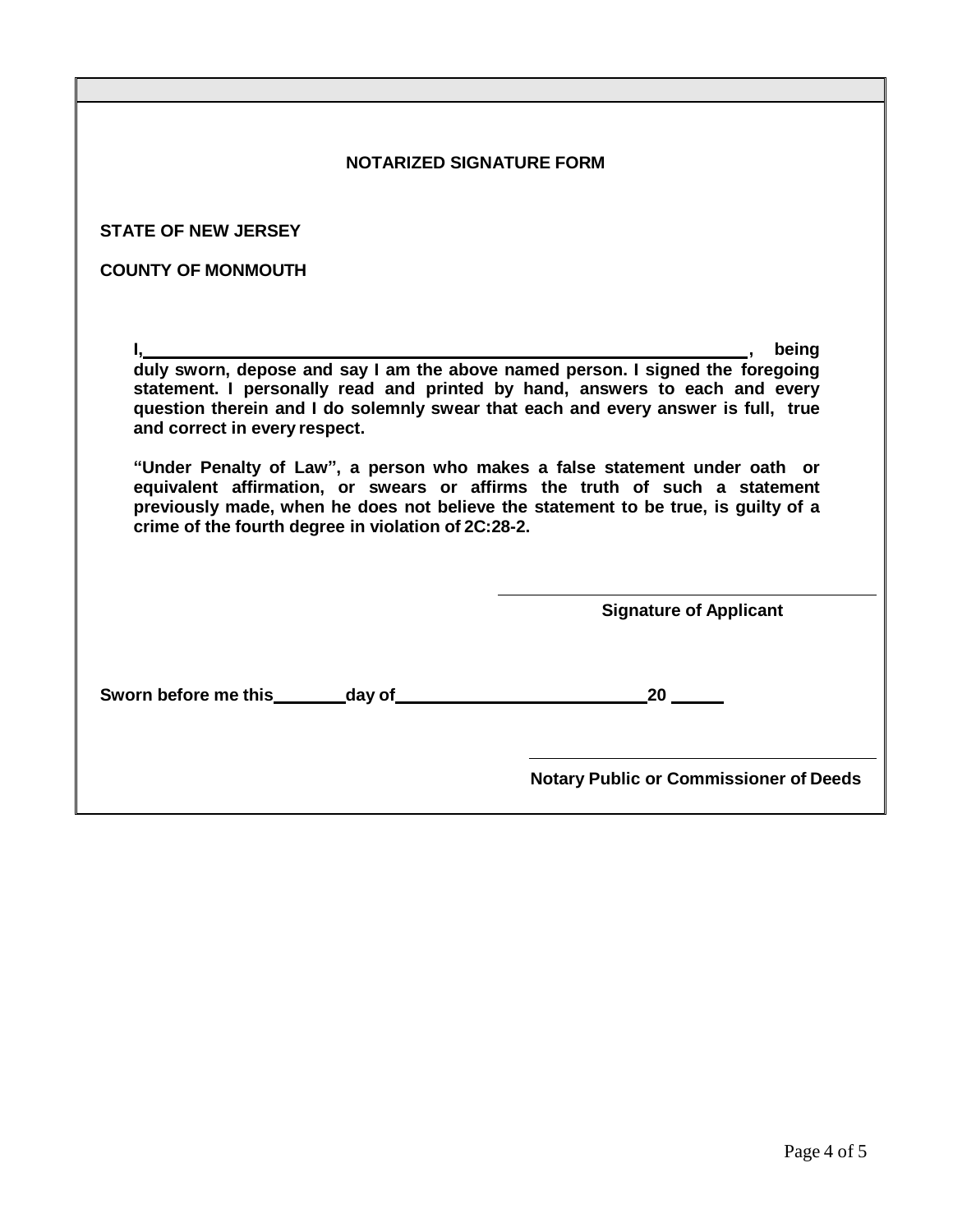## NOTARIZED SIGNATURE FORM

**STATE OF NEW JERSEY**

**COUNTY OF MONMOUTH**

**I,\_\_\_\_\_\_\_\_\_\_\_\_\_\_\_\_\_\_\_\_\_\_\_\_\_\_\_\_\_\_\_\_\_\_\_\_\_\_\_\_\_\_\_\_\_\_\_\_\_\_\_\_\_\_\_\_\_\_, being duly sworn, depose and say I am the above named person. I signed the foregoing statement. I personally read and printed by hand, answers to each and every question therein and I do solemnly swear that each and every answer is full, true and correct in every respect.**

**"Under Penalty of Law", a person who makes a false statement under oath or equivalent affirmation, or swears or affirms the truth of such a statement previously made, when he does not believe the statement to be true, is guilty of a crime of the fourth degree in violation of 2C:28-2.**

\_\_\_\_\_\_\_\_\_\_\_\_\_\_\_\_\_\_\_\_\_\_\_\_\_\_\_\_\_\_\_\_\_\_\_\_

**Signature of Applicant**

**Sworn before me this\_\_\_\_\_\_\_\_day of\_\_\_\_\_\_\_\_\_\_\_\_\_\_\_\_\_\_\_\_\_\_\_\_\_\_\_\_20 \_\_\_\_\_\_**

\_\_\_\_\_\_\_\_\_\_\_\_\_\_\_\_\_\_\_\_\_\_\_\_\_\_\_\_\_\_\_\_\_\_\_\_

**Notary Public or Commissioner of Deeds**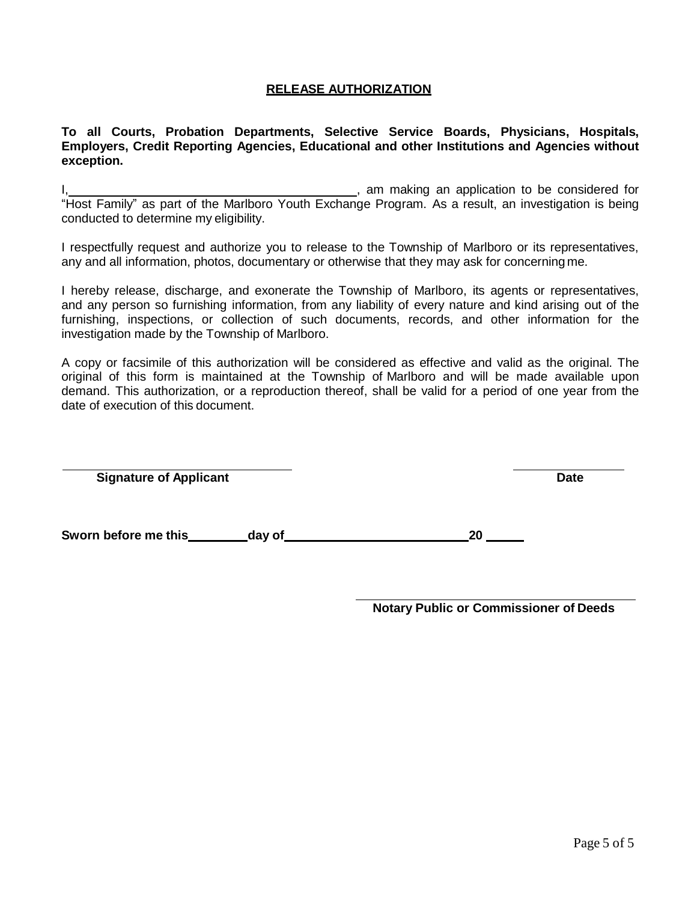## RELEASE AUTHORIZATION

**To all Courts, Probation Departments, Selective Service Boards, Physicians, Hospitals, Employers, Credit Reporting Agencies, Educational and other Institutions and Agencies without exception.**

I,\_\_\_\_\_\_\_\_\_\_\_\_\_\_\_\_\_\_\_\_\_\_\_\_\_\_\_\_\_\_\_\_\_\_\_\_\_\_\_\_, am making an application to be considered for "Host Family" as part of the Marlboro Youth Exchange Program. As a result, an investigation is being conducted to determine my eligibility.

I respectfully request and authorize you to release to the Township of Marlboro or its representatives, any and all information, photos, documentary or otherwise that they may ask for concerning me.

I hereby release, discharge, and exonerate the Township of Marlboro, its agents or representatives, and any person so furnishing information, from any liability of every nature and kind arising out of the furnishing, inspections, or collection of such documents, records, and other information for the investigation made by the Township of Marlboro.

A copy or facsimile of this authorization will be considered as effective and valid as the original. The original of this form is maintained at the Township of Marlboro and will be made available upon demand. This authorization, or a reproduction thereof, shall be valid for a period of one year from the date of execution of this document.

\_\_\_\_\_\_\_\_\_\_\_\_\_\_\_\_\_\_\_\_\_\_\_\_\_\_\_\_\_\_\_\_\_\_\_\_ \_\_\_\_\_\_\_\_\_\_\_\_\_\_\_\_\_\_

**Signature of Applicant** **Date**

**Sworn before me this\_\_\_\_\_\_\_\_\_day of\_\_\_\_\_\_\_\_\_\_\_\_\_\_\_\_\_\_\_\_\_\_\_\_\_\_\_\_20 \_\_\_\_\_\_**

\_\_\_\_\_\_\_\_\_\_\_\_\_\_\_\_\_\_\_\_\_\_\_\_\_\_\_\_\_\_\_\_\_\_\_\_\_\_\_\_\_\_

**Notary Public or Commissioner of Deeds**